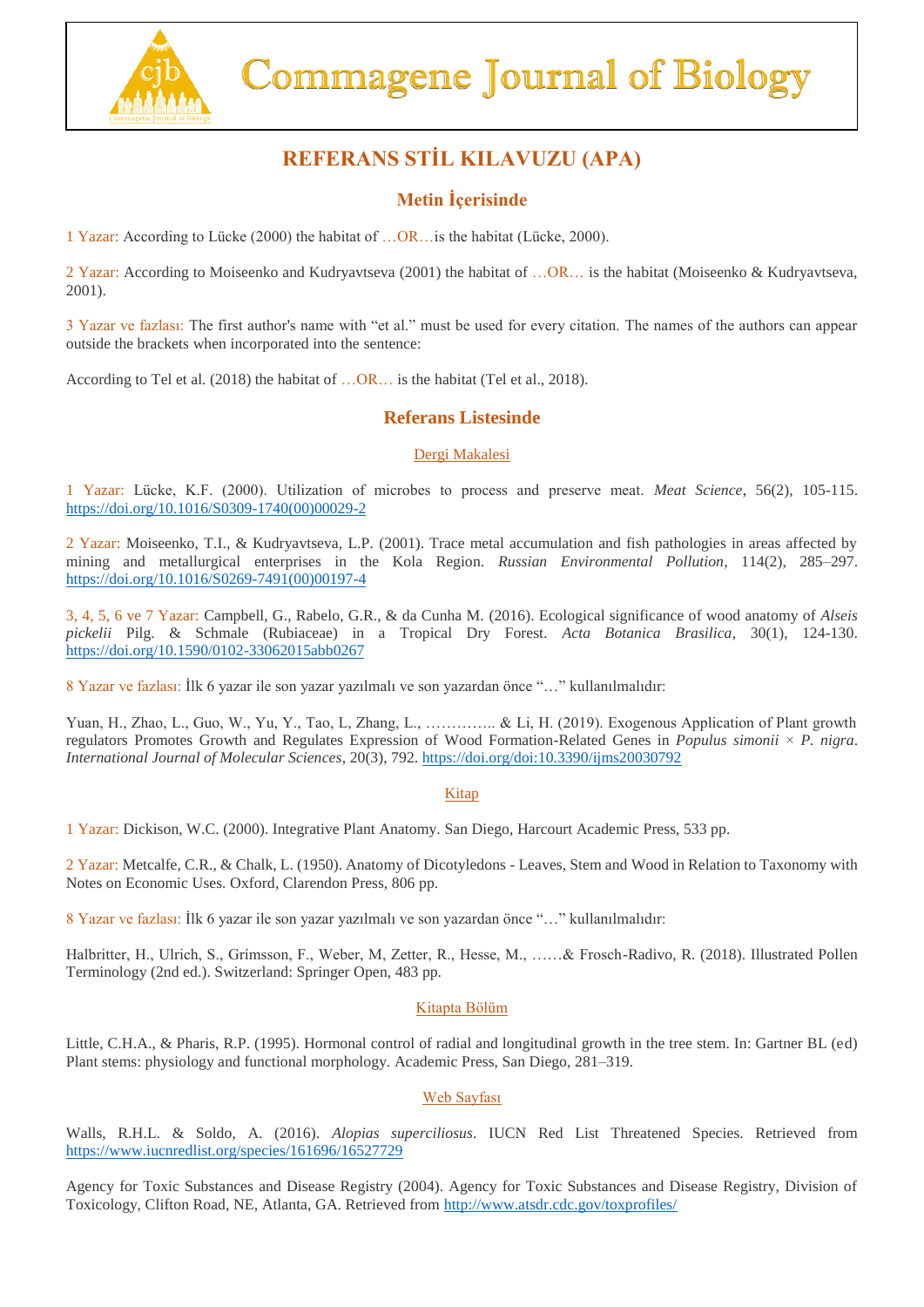# Commagene Journal of Biology

## REFERANS STİL KILAVUZU (APA)

### Metin İçerisinde

1 Yazar: According to Lücke (2000) the habitat of …OR…is the habitat (Lücke, 2000).

2 Yazar: According to Moiseenko and Kudryavtseva (2001) the habitat of …OR… is the habitat (Moiseenko & Kudryavtseva, 2001).

3 Yazar ve fazlası: The first author's name with "et al." must be used for every citation. The names of the authors can appear outside the brackets when incorporated into the sentence:

According to Tel et al. (2018) the habitat of …OR… is the habitat (Tel et al., 2018).

### Referans Listesinde

#### Dergi Makalesi

1 Yazar: Lücke, K.F. (2000). Utilization of microbes to process and preserve meat. *Meat Science*, 56(2), 105-115. https://doi.org/10.1016/S0309-1740(00)00029-2

2 Yazar: Moiseenko, T.I., & Kudryavtseva, L.P. (2001). Trace metal accumulation and fish pathologies in areas affected by mining and metallurgical enterprises in the Kola Region. *Russian Environmental Pollution*, 114(2), 285–297. https://doi.org/10.1016/S0269-7491(00)00197-4

3, 4, 5, 6 ve 7 Yazar: Campbell, G., Rabelo, G.R., & da Cunha M. (2016). Ecological significance of wood anatomy of *Alseis pickelii* Pilg. & Schmale (Rubiaceae) in a Tropical Dry Forest. *Acta Botanica Brasilica*, 30(1), 124-130. https://doi.org/10.1590/0102-33062015abb0267

8 Yazar ve fazlası: İlk 6 yazar ile son yazar yazılmalı ve son yazardan önce "…" kullanılmalıdır:

Yuan, H., Zhao, L., Guo, W., Yu, Y., Tao, L, Zhang, L., ………….. & Li, H. (2019). Exogenous Application of Plant growth regulators Promotes Growth and Regulates Expression of Wood Formation-Related Genes in *Populus simonii* × *P. nigra*. *International Journal of Molecular Sciences*, 20(3), 792. https://doi.org/doi:10.3390/ijms20030792

#### Kitap

1 Yazar: Dickison, W.C. (2000). Integrative Plant Anatomy. San Diego, Harcourt Academic Press, 533 pp.

2 Yazar: Metcalfe, C.R., & Chalk, L. (1950). Anatomy of Dicotyledons - Leaves, Stem and Wood in Relation to Taxonomy with Notes on Economic Uses. Oxford, Clarendon Press, 806 pp.

8 Yazar ve fazlası: İlk 6 yazar ile son yazar yazılmalı ve son yazardan önce "…" kullanılmalıdır:

Halbritter, H., Ulrich, S., Grímsson, F., Weber, M, Zetter, R., Hesse, M., ……& Frosch-Radivo, R. (2018). Illustrated Pollen Terminology (2nd ed.). Switzerland: Springer Open, 483 pp.

#### Kitapta Bölüm

Little, C.H.A., & Pharis, R.P. (1995). Hormonal control of radial and longitudinal growth in the tree stem. In: Gartner BL (ed) Plant stems: physiology and functional morphology. Academic Press, San Diego, 281–319.

#### Web Sayfası

Walls, R.H.L. & Soldo, A. (2016). *Alopias superciliosus*. IUCN Red List Threatened Species. Retrieved from https://www.iucnredlist.org/species/161696/16527729

Agency for Toxic Substances and Disease Registry (2004). Agency for Toxic Substances and Disease Registry, Division of Toxicology, Clifton Road, NE, Atlanta, GA. Retrieved from http://www.atsdr.cdc.gov/toxprofiles/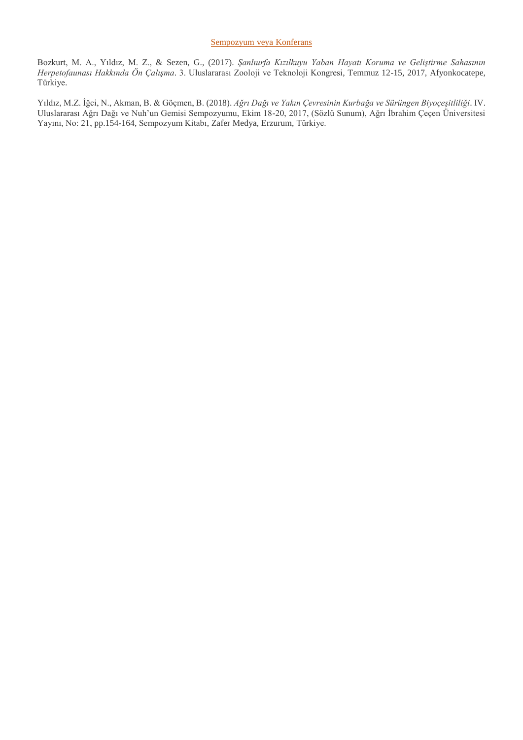## Sempozyum veya Konferans

Bozkurt, M. A., Yıldız, M. Z., & Sezen, G., (2017). *Şanlıurfa Kızılkuyu Yaban Hayatı Koruma ve Geliştirme Sahasının Herpetofaunası Hakkında Ön Çalışma*. 3. Uluslararası Zooloji ve Teknoloji Kongresi, Temmuz 12-15, 2017, Afyonkocatepe, Türkiye.

Yıldız, M.Z. İğci, N., Akman, B. & Göçmen, B. (2018). *Ağrı Dağı ve Yakın Çevresinin Kurbağa ve Sürüngen Biyoçeşitliliği*. IV. Uluslararası Ağrı Dağı ve Nuh'un Gemisi Sempozyumu, Ekim 18-20, 2017, (Sözlü Sunum), Ağrı İbrahim Çeçen Üniversitesi Yayını, No: 21, pp.154-164, Sempozyum Kitabı, Zafer Medya, Erzurum, Türkiye.